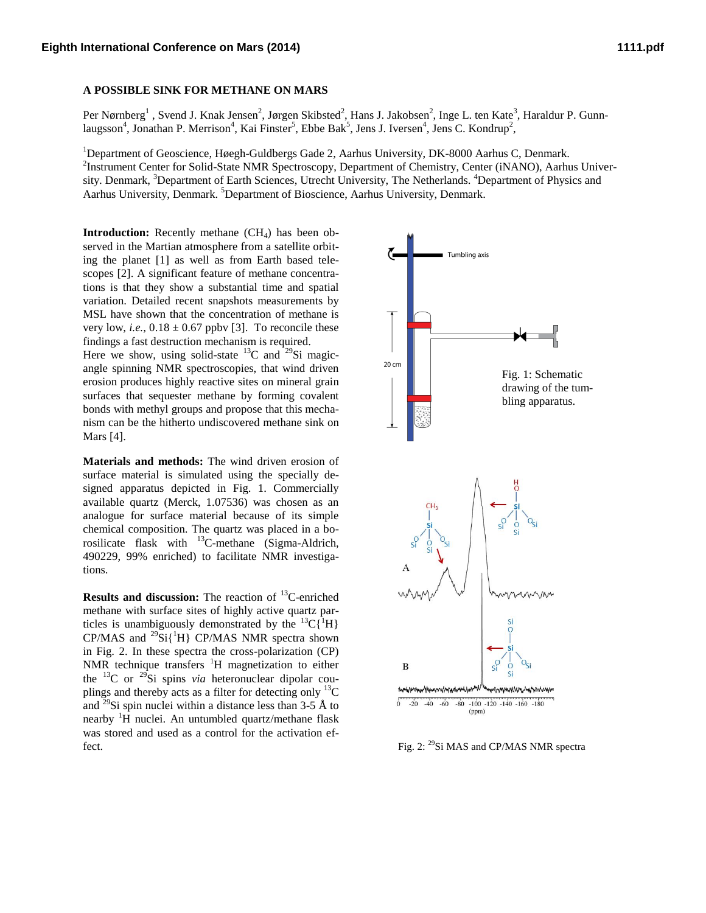# A POSSIBLE SINK FOR METHANE ON MARS

Per Nørnberg[1], Svend J. Knak Jensen[2], Jørgen Skibsted[2], Hans J. Jakobsen[2], Inge L. ten Kate[3], Haraldur P. Gunnlaugsson[4], Jonathan P. Merrison[4], Kai Finster[5], Ebbe Bak[5], Jens J. Iversen[4], Jens C. Kondrup[2],

[1]Department of Geoscience, Høegh-Guldbergs Gade 2, Aarhus University, DK-8000 Aarhus C, Denmark. [2]Instrument Center for Solid-State NMR Spectroscopy, Department of Chemistry, Center (iNANO), Aarhus University. Denmark, [3]Department of Earth Sciences, Utrecht University, The Netherlands. [4]Department of Physics and Aarhus University, Denmark. [5]Department of Bioscience, Aarhus University, Denmark.

**Introduction:** Recently methane ($CH_4$) has been observed in the Martian atmosphere from a satellite orbiting the planet [1] as well as from Earth based telescopes [2]. A significant feature of methane concentrations is that they show a substantial time and spatial variation. Detailed recent snapshots measurements by MSL have shown that the concentration of methane is very low, *i.e.*, $0.18 \pm 0.67$ ppbv [3]. To reconcile these findings a fast destruction mechanism is required.

Here we show, using solid-state $^{13}C$ and $^{29}Si$ magic-angle spinning NMR spectroscopies, that wind driven erosion produces highly reactive sites on mineral grain surfaces that sequester methane by forming covalent bonds with methyl groups and propose that this mechanism can be the hitherto undiscovered methane sink on Mars [4].

**Materials and methods:** The wind driven erosion of surface material is simulated using the specially designed apparatus depicted in Fig. 1. Commercially available quartz (Merck, 1.07536) was chosen as an analogue for surface material because of its simple chemical composition. The quartz was placed in a borosilicate flask with $^{13}C$-methane (Sigma-Aldrich, 490229, 99% enriched) to facilitate NMR investigations.

**Results and discussion:** The reaction of $^{13}C$-enriched methane with surface sites of highly active quartz particles is unambiguously demonstrated by the $^{13}C\{^1H\}$ CP/MAS and $^{29}Si\{^1H\}$ CP/MAS NMR spectra shown in Fig. 2. In these spectra the cross-polarization (CP) NMR technique transfers $^1H$ magnetization to either the $^{13}C$ or $^{29}Si$ spins *via* heteronuclear dipolar couplings and thereby acts as a filter for detecting only $^{13}C$ and $^{29}Si$ spin nuclei within a distance less than 3-5 Å to nearby $^1H$ nuclei. An untumbled quartz/methane flask was stored and used as a control for the activation effect.

Fig. 1: Schematic drawing of the tumbling apparatus.

Fig. 2: $^{29}Si$ MAS and CP/MAS NMR spectra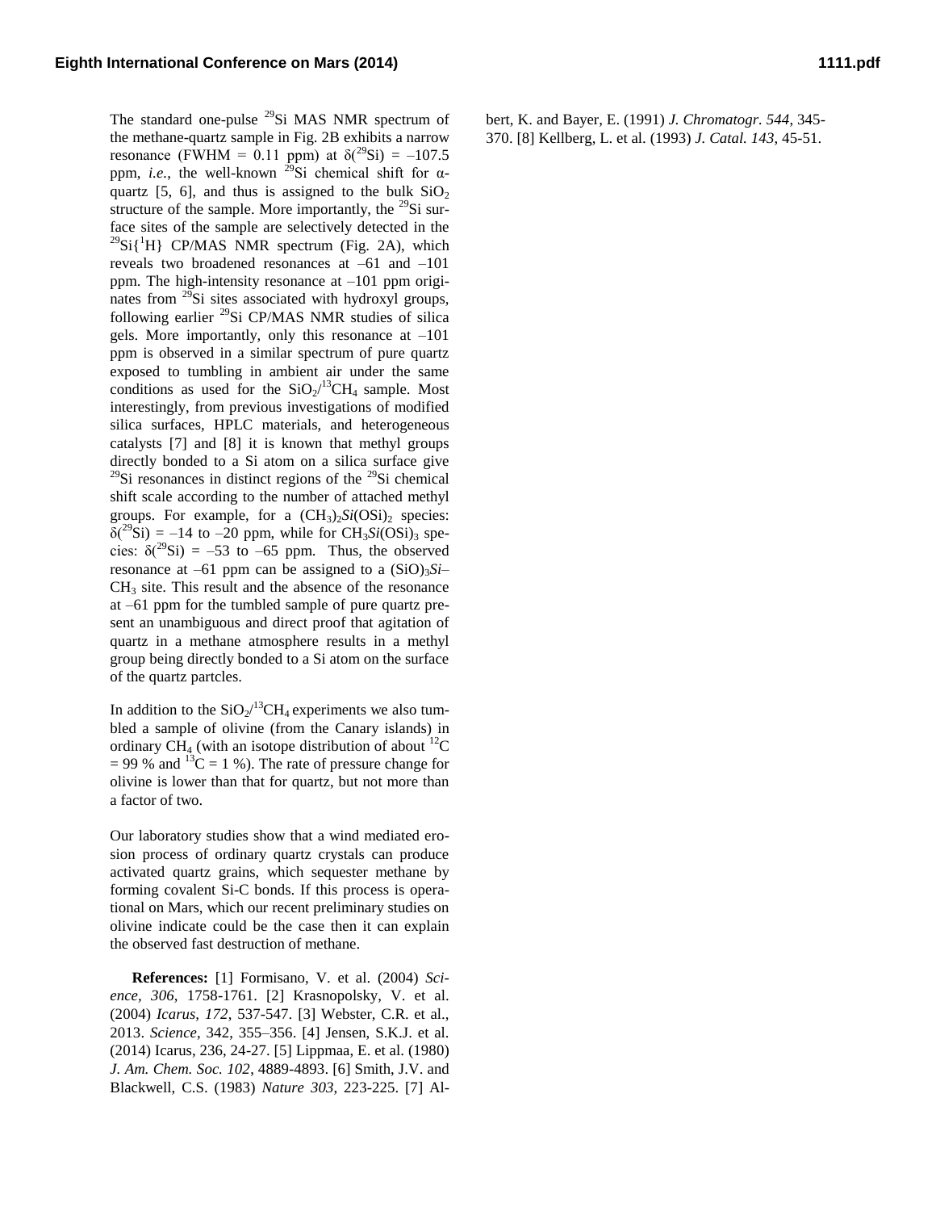The standard one-pulse $^{29}Si$ MAS NMR spectrum of the methane-quartz sample in Fig. 2B exhibits a narrow resonance (FWHM = 0.11 ppm) at $\delta(^{29}Si) = -107.5$ ppm, *i.e.*, the well-known $^{29}Si$ chemical shift for α-quartz [5, 6], and thus is assigned to the bulk $SiO_2$ structure of the sample. More importantly, the $^{29}Si$ surface sites of the sample are selectively detected in the $^{29}Si\{^1H\}$ CP/MAS NMR spectrum (Fig. 2A), which reveals two broadened resonances at –61 and –101 ppm. The high-intensity resonance at –101 ppm originates from $^{29}Si$ sites associated with hydroxyl groups, following earlier $^{29}Si$ CP/MAS NMR studies of silica gels. More importantly, only this resonance at –101 ppm is observed in a similar spectrum of pure quartz exposed to tumbling in ambient air under the same conditions as used for the $SiO_2/^{13}CH_4$ sample. Most interestingly, from previous investigations of modified silica surfaces, HPLC materials, and heterogeneous catalysts [7] and [8] it is known that methyl groups directly bonded to a Si atom on a silica surface give $^{29}Si$ resonances in distinct regions of the $^{29}Si$ chemical shift scale according to the number of attached methyl groups. For example, for a $(CH_3)_2\mathit{Si}(OSi)_2$ species: $\delta(^{29}Si) = -14$ to $-20$ ppm, while for $CH_3\mathit{Si}(OSi)_3$ species: $\delta(^{29}Si) = -53$ to $-65$ ppm. Thus, the observed resonance at –61 ppm can be assigned to a $(SiO)_3\mathit{Si}$–$CH_3$ site. This result and the absence of the resonance at –61 ppm for the tumbled sample of pure quartz present an unambiguous and direct proof that agitation of quartz in a methane atmosphere results in a methyl group being directly bonded to a Si atom on the surface of the quartz partcles.

In addition to the $SiO_2/^{13}CH_4$ experiments we also tumbled a sample of olivine (from the Canary islands) in ordinary $CH_4$ (with an isotope distribution of about $^{12}C$ = 99 % and $^{13}C$ = 1 %). The rate of pressure change for olivine is lower than that for quartz, but not more than a factor of two.

Our laboratory studies show that a wind mediated erosion process of ordinary quartz crystals can produce activated quartz grains, which sequester methane by forming covalent Si-C bonds. If this process is operational on Mars, which our recent preliminary studies on olivine indicate could be the case then it can explain the observed fast destruction of methane.

**References:** [1] Formisano, V. et al. (2004) *Science, 306*, 1758-1761. [2] Krasnopolsky, V. et al. (2004) *Icarus, 172*, 537-547. [3] Webster, C.R. et al., 2013. *Science*, 342, 355–356. [4] Jensen, S.K.J. et al. (2014) Icarus, 236, 24-27. [5] Lippmaa, E. et al. (1980) *J. Am. Chem. Soc. 102*, 4889-4893. [6] Smith, J.V. and Blackwell, C.S. (1983) *Nature 303*, 223-225. [7] Albert, K. and Bayer, E. (1991) *J. Chromatogr. 544*, 345-370. [8] Kellberg, L. et al. (1993) *J. Catal. 143*, 45-51.